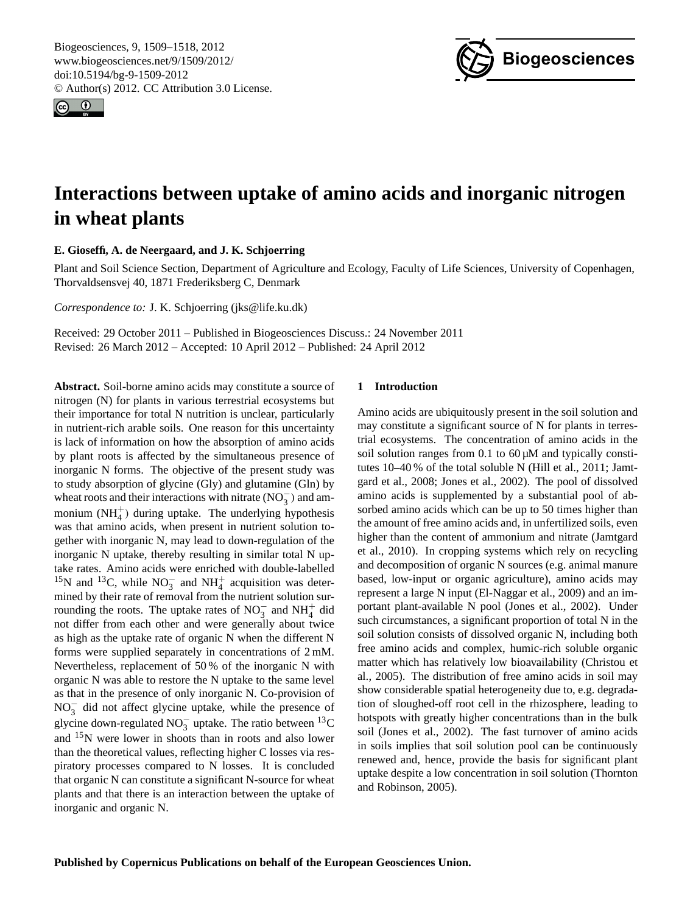# Interactions between uptake of amino acids and inorganic nitrogen in wheat plants

**E. Gioseffi, A. de Neergaard, and J. K. Schjoerring**

Plant and Soil Science Section, Department of Agriculture and Ecology, Faculty of Life Sciences, University of Copenhagen, Thorvaldsensvej 40, 1871 Frederiksberg C, Denmark

*Correspondence to:* J. K. Schjoerring (jks@life.ku.dk)

Received: 29 October 2011 – Published in Biogeosciences Discuss.: 24 November 2011
Revised: 26 March 2012 – Accepted: 10 April 2012 – Published: 24 April 2012

**Abstract.** Soil-borne amino acids may constitute a source of nitrogen (N) for plants in various terrestrial ecosystems but their importance for total N nutrition is unclear, particularly in nutrient-rich arable soils. One reason for this uncertainty is lack of information on how the absorption of amino acids by plant roots is affected by the simultaneous presence of inorganic N forms. The objective of the present study was to study absorption of glycine (Gly) and glutamine (Gln) by wheat roots and their interactions with nitrate ($NO_3^-$) and ammonium ($NH_4^+$) during uptake. The underlying hypothesis was that amino acids, when present in nutrient solution together with inorganic N, may lead to down-regulation of the inorganic N uptake, thereby resulting in similar total N uptake rates. Amino acids were enriched with double-labelled $^{15}$N and $^{13}$C, while $NO_3^-$ and $NH_4^+$ acquisition was determined by their rate of removal from the nutrient solution surrounding the roots. The uptake rates of $NO_3^-$ and $NH_4^+$ did not differ from each other and were generally about twice as high as the uptake rate of organic N when the different N forms were supplied separately in concentrations of 2 mM. Nevertheless, replacement of 50 % of the inorganic N with organic N was able to restore the N uptake to the same level as that in the presence of only inorganic N. Co-provision of $NO_3^-$ did not affect glycine uptake, while the presence of glycine down-regulated $NO_3^-$ uptake. The ratio between $^{13}$C and $^{15}$N were lower in shoots than in roots and also lower than the theoretical values, reflecting higher C losses via respiratory processes compared to N losses. It is concluded that organic N can constitute a significant N-source for wheat plants and that there is an interaction between the uptake of inorganic and organic N.

## 1 Introduction

Amino acids are ubiquitously present in the soil solution and may constitute a significant source of N for plants in terrestrial ecosystems. The concentration of amino acids in the soil solution ranges from 0.1 to 60 µM and typically constitutes 10–40 % of the total soluble N (Hill et al., 2011; Jamtgard et al., 2008; Jones et al., 2002). The pool of dissolved amino acids is supplemented by a substantial pool of absorbed amino acids which can be up to 50 times higher than the amount of free amino acids and, in unfertilized soils, even higher than the content of ammonium and nitrate (Jamtgard et al., 2010). In cropping systems which rely on recycling and decomposition of organic N sources (e.g. animal manure based, low-input or organic agriculture), amino acids may represent a large N input (El-Naggar et al., 2009) and an important plant-available N pool (Jones et al., 2002). Under such circumstances, a significant proportion of total N in the soil solution consists of dissolved organic N, including both free amino acids and complex, humic-rich soluble organic matter which has relatively low bioavailability (Christou et al., 2005). The distribution of free amino acids in soil may show considerable spatial heterogeneity due to, e.g. degradation of sloughed-off root cell in the rhizosphere, leading to hotspots with greatly higher concentrations than in the bulk soil (Jones et al., 2002). The fast turnover of amino acids in soils implies that soil solution pool can be continuously renewed and, hence, provide the basis for significant plant uptake despite a low concentration in soil solution (Thornton and Robinson, 2005).

**Published by Copernicus Publications on behalf of the European Geosciences Union.**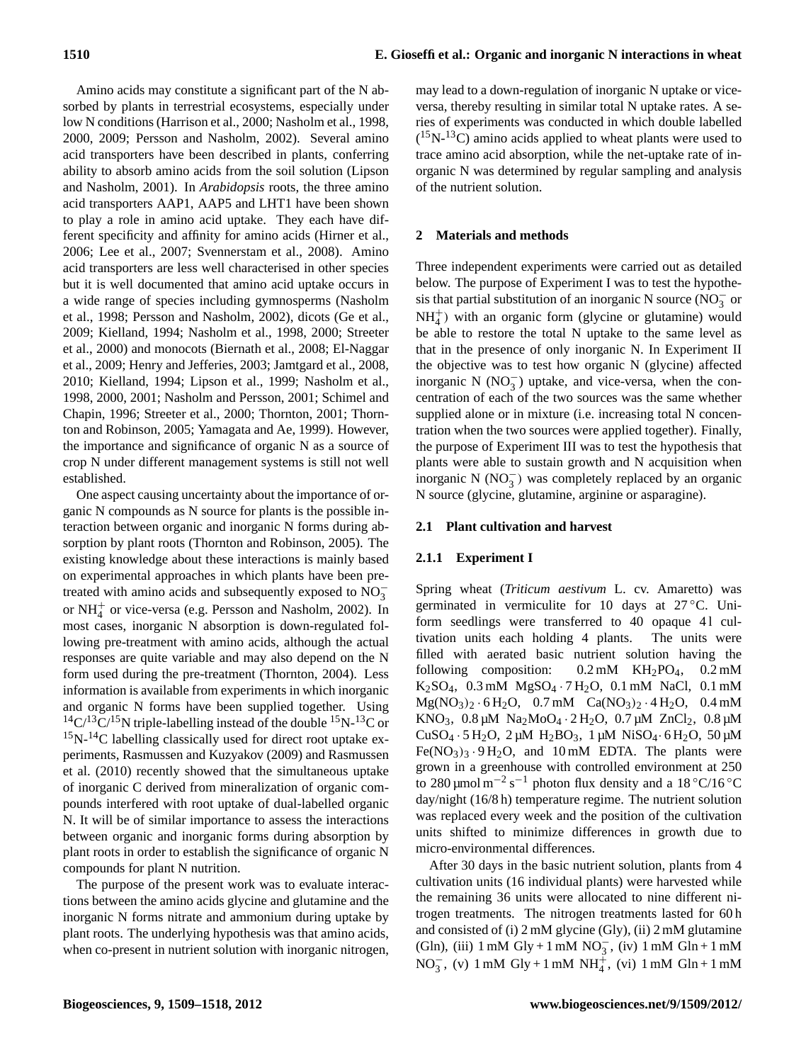Amino acids may constitute a significant part of the N absorbed by plants in terrestrial ecosystems, especially under low N conditions (Harrison et al., 2000; Nasholm et al., 1998, 2000, 2009; Persson and Nasholm, 2002). Several amino acid transporters have been described in plants, conferring ability to absorb amino acids from the soil solution (Lipson and Nasholm, 2001). In *Arabidopsis* roots, the three amino acid transporters AAP1, AAP5 and LHT1 have been shown to play a role in amino acid uptake. They each have different specificity and affinity for amino acids (Hirner et al., 2006; Lee et al., 2007; Svennerstam et al., 2008). Amino acid transporters are less well characterised in other species but it is well documented that amino acid uptake occurs in a wide range of species including gymnosperms (Nasholm et al., 1998; Persson and Nasholm, 2002), dicots (Ge et al., 2009; Kielland, 1994; Nasholm et al., 1998, 2000; Streeter et al., 2000) and monocots (Biernath et al., 2008; El-Naggar et al., 2009; Henry and Jefferies, 2003; Jamtgard et al., 2008, 2010; Kielland, 1994; Lipson et al., 1999; Nasholm et al., 1998, 2000, 2001; Nasholm and Persson, 2001; Schimel and Chapin, 1996; Streeter et al., 2000; Thornton, 2001; Thornton and Robinson, 2005; Yamagata and Ae, 1999). However, the importance and significance of organic N as a source of crop N under different management systems is still not well established.

One aspect causing uncertainty about the importance of organic N compounds as N source for plants is the possible interaction between organic and inorganic N forms during absorption by plant roots (Thornton and Robinson, 2005). The existing knowledge about these interactions is mainly based on experimental approaches in which plants have been pre-treated with amino acids and subsequently exposed to $NO_3^-$ or $NH_4^+$ or vice-versa (e.g. Persson and Nasholm, 2002). In most cases, inorganic N absorption is down-regulated following pre-treatment with amino acids, although the actual responses are quite variable and may also depend on the N form used during the pre-treatment (Thornton, 2004). Less information is available from experiments in which inorganic and organic N forms have been supplied together. Using $^{14}C/^{13}C/^{15}N$ triple-labelling instead of the double $^{15}N$-$^{13}C$ or $^{15}N$-$^{14}C$ labelling classically used for direct root uptake experiments, Rasmussen and Kuzyakov (2009) and Rasmussen et al. (2010) recently showed that the simultaneous uptake of inorganic C derived from mineralization of organic compounds interfered with root uptake of dual-labelled organic N. It will be of similar importance to assess the interactions between organic and inorganic forms during absorption by plant roots in order to establish the significance of organic N compounds for plant N nutrition.

The purpose of the present work was to evaluate interactions between the amino acids glycine and glutamine and the inorganic N forms nitrate and ammonium during uptake by plant roots. The underlying hypothesis was that amino acids, when co-present in nutrient solution with inorganic nitrogen, may lead to a down-regulation of inorganic N uptake or vice-versa, thereby resulting in similar total N uptake rates. A series of experiments was conducted in which double labelled ($^{15}N$-$^{13}C$) amino acids applied to wheat plants were used to trace amino acid absorption, while the net-uptake rate of inorganic N was determined by regular sampling and analysis of the nutrient solution.

## 2 Materials and methods

Three independent experiments were carried out as detailed below. The purpose of Experiment I was to test the hypothesis that partial substitution of an inorganic N source ($NO_3^-$ or $NH_4^+$) with an organic form (glycine or glutamine) would be able to restore the total N uptake to the same level as that in the presence of only inorganic N. In Experiment II the objective was to test how organic N (glycine) affected inorganic N ($NO_3^-$) uptake, and vice-versa, when the concentration of each of the two sources was the same whether supplied alone or in mixture (i.e. increasing total N concentration when the two sources were applied together). Finally, the purpose of Experiment III was to test the hypothesis that plants were able to sustain growth and N acquisition when inorganic N ($NO_3^-$) was completely replaced by an organic N source (glycine, glutamine, arginine or asparagine).

### 2.1 Plant cultivation and harvest

#### 2.1.1 Experiment I

Spring wheat (*Triticum aestivum* L. cv. Amaretto) was germinated in vermiculite for 10 days at 27 °C. Uniform seedlings were transferred to 40 opaque 4 l cultivation units each holding 4 plants. The units were filled with aerated basic nutrient solution having the following composition: 0.2 mM $KH_2PO_4$, 0.2 mM $K_2SO_4$, 0.3 mM $MgSO_4 \cdot 7H_2O$, 0.1 mM NaCl, 0.1 mM $Mg(NO_3)_2 \cdot 6H_2O$, 0.7 mM $Ca(NO_3)_2 \cdot 4H_2O$, 0.4 mM $KNO_3$, 0.8 µM $Na_2MoO_4 \cdot 2H_2O$, 0.7 µM $ZnCl_2$, 0.8 µM $CuSO_4 \cdot 5H_2O$, 2 µM $H_2BO_3$, 1 µM $NiSO_4 \cdot 6H_2O$, 50 µM $Fe(NO_3)_3 \cdot 9H_2O$, and 10 mM EDTA. The plants were grown in a greenhouse with controlled environment at 250 to 280 µmol $m^{-2}$ $s^{-1}$ photon flux density and a 18 °C/16 °C day/night (16/8 h) temperature regime. The nutrient solution was replaced every week and the position of the cultivation units shifted to minimize differences in growth due to micro-environmental differences.

After 30 days in the basic nutrient solution, plants from 4 cultivation units (16 individual plants) were harvested while the remaining 36 units were allocated to nine different nitrogen treatments. The nitrogen treatments lasted for 60 h and consisted of (i) 2 mM glycine (Gly), (ii) 2 mM glutamine (Gln), (iii) 1 mM Gly + 1 mM $NO_3^-$, (iv) 1 mM Gln + 1 mM $NO_3^-$, (v) 1 mM Gly + 1 mM $NH_4^+$, (vi) 1 mM Gln + 1 mM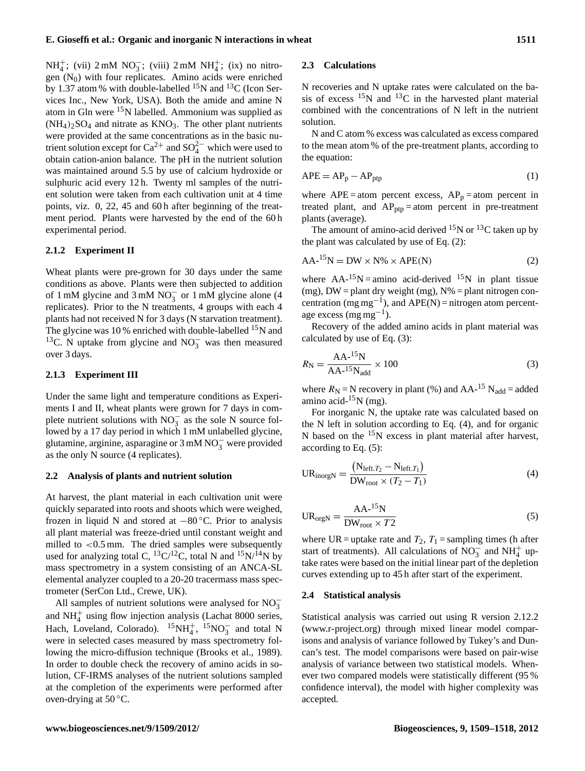$NH_4^+$; (vii) 2 mM $NO_3^-$; (viii) 2 mM $NH_4^+$; (ix) no nitrogen ($N_0$) with four replicates. Amino acids were enriched by 1.37 atom % with double-labelled $^{15}N$ and $^{13}C$ (Icon Services Inc., New York, USA). Both the amide and amine N atom in Gln were $^{15}N$ labelled. Ammonium was supplied as $(NH_4)_2SO_4$ and nitrate as $KNO_3$. The other plant nutrients were provided at the same concentrations as in the basic nutrient solution except for $Ca^{2+}$ and $SO_4^{2-}$ which were used to obtain cation-anion balance. The pH in the nutrient solution was maintained around 5.5 by use of calcium hydroxide or sulphuric acid every 12 h. Twenty ml samples of the nutrient solution were taken from each cultivation unit at 4 time points, viz. 0, 22, 45 and 60 h after beginning of the treatment period. Plants were harvested by the end of the 60 h experimental period.

#### 2.1.2 Experiment II

Wheat plants were pre-grown for 30 days under the same conditions as above. Plants were then subjected to addition of 1 mM glycine and 3 mM $NO_3^-$ or 1 mM glycine alone (4 replicates). Prior to the N treatments, 4 groups with each 4 plants had not received N for 3 days (N starvation treatment). The glycine was 10 % enriched with double-labelled $^{15}N$ and $^{13}C$. N uptake from glycine and $NO_3^-$ was then measured over 3 days.

#### 2.1.3 Experiment III

Under the same light and temperature conditions as Experiments I and II, wheat plants were grown for 7 days in complete nutrient solutions with $NO_3^-$ as the sole N source followed by a 17 day period in which 1 mM unlabelled glycine, glutamine, arginine, asparagine or 3 mM $NO_3^-$ were provided as the only N source (4 replicates).

### 2.2 Analysis of plants and nutrient solution

At harvest, the plant material in each cultivation unit were quickly separated into roots and shoots which were weighed, frozen in liquid N and stored at −80 °C. Prior to analysis all plant material was freeze-dried until constant weight and milled to <0.5 mm. The dried samples were subsequently used for analyzing total C, $^{13}C/^{12}C$, total N and $^{15}N/^{14}N$ by mass spectrometry in a system consisting of an ANCA-SL elemental analyzer coupled to a 20-20 tracermass mass spectrometer (SerCon Ltd., Crewe, UK).

All samples of nutrient solutions were analysed for $NO_3^-$ and $NH_4^+$ using flow injection analysis (Lachat 8000 series, Hach, Loveland, Colorado). $^{15}NH_4^+$, $^{15}NO_3^-$ and total N were in selected cases measured by mass spectrometry following the micro-diffusion technique (Brooks et al., 1989). In order to double check the recovery of amino acids in solution, CF-IRMS analyses of the nutrient solutions sampled at the completion of the experiments were performed after oven-drying at 50 °C.

### 2.3 Calculations

N recoveries and N uptake rates were calculated on the basis of excess $^{15}N$ and $^{13}C$ in the harvested plant material combined with the concentrations of N left in the nutrient solution.

N and C atom % excess was calculated as excess compared to the mean atom % of the pre-treatment plants, according to the equation:

$$\mathrm{APE} = \mathrm{AP_p} - \mathrm{AP_{ptp}} \tag{1}$$

where APE = atom percent excess, $AP_p$ = atom percent in treated plant, and $AP_{ptp}$ = atom percent in pre-treatment plants (average).

The amount of amino-acid derived $^{15}N$ or $^{13}C$ taken up by the plant was calculated by use of Eq. (2):

$$\mathrm{AA\text{-}^{15}N} = \mathrm{DW} \times \mathrm{N\%} \times \mathrm{APE(N)} \tag{2}$$

where AA-$^{15}N$ = amino acid-derived $^{15}N$ in plant tissue (mg), DW = plant dry weight (mg), N% = plant nitrogen concentration ($mg\,mg^{-1}$), and APE(N) = nitrogen atom percentage excess ($mg\,mg^{-1}$).

Recovery of the added amino acids in plant material was calculated by use of Eq. (3):

$$R_\mathrm{N} = \frac{\mathrm{AA\text{-}^{15}N}}{\mathrm{AA\text{-}^{15}N_{add}}} \times 100 \tag{3}$$

where $R_N$ = N recovery in plant (%) and AA-$^{15}$ $N_{add}$ = added amino acid-$^{15}N$ (mg).

For inorganic N, the uptake rate was calculated based on the N left in solution according to Eq. (4), and for organic N based on the $^{15}N$ excess in plant material after harvest, according to Eq. (5):

$$\mathrm{UR_{inorgN}} = \frac{\left(\mathrm{N}_{\mathrm{left}.T_2} - \mathrm{N}_{\mathrm{left}.T_1}\right)}{\mathrm{DW_{root}} \times (T_2 - T_1)} \tag{4}$$

$$\mathrm{UR_{orgN}} = \frac{\mathrm{AA\text{-}^{15}N}}{\mathrm{DW_{root}} \times T2} \tag{5}$$

where UR = uptake rate and $T_2$, $T_1$ = sampling times (h after start of treatments). All calculations of $NO_3^-$ and $NH_4^+$ uptake rates were based on the initial linear part of the depletion curves extending up to 45 h after start of the experiment.

### 2.4 Statistical analysis

Statistical analysis was carried out using R version 2.12.2 (www.r-project.org) through mixed linear model comparisons and analysis of variance followed by Tukey's and Duncan's test. The model comparisons were based on pair-wise analysis of variance between two statistical models. Whenever two compared models were statistically different (95 % confidence interval), the model with higher complexity was accepted.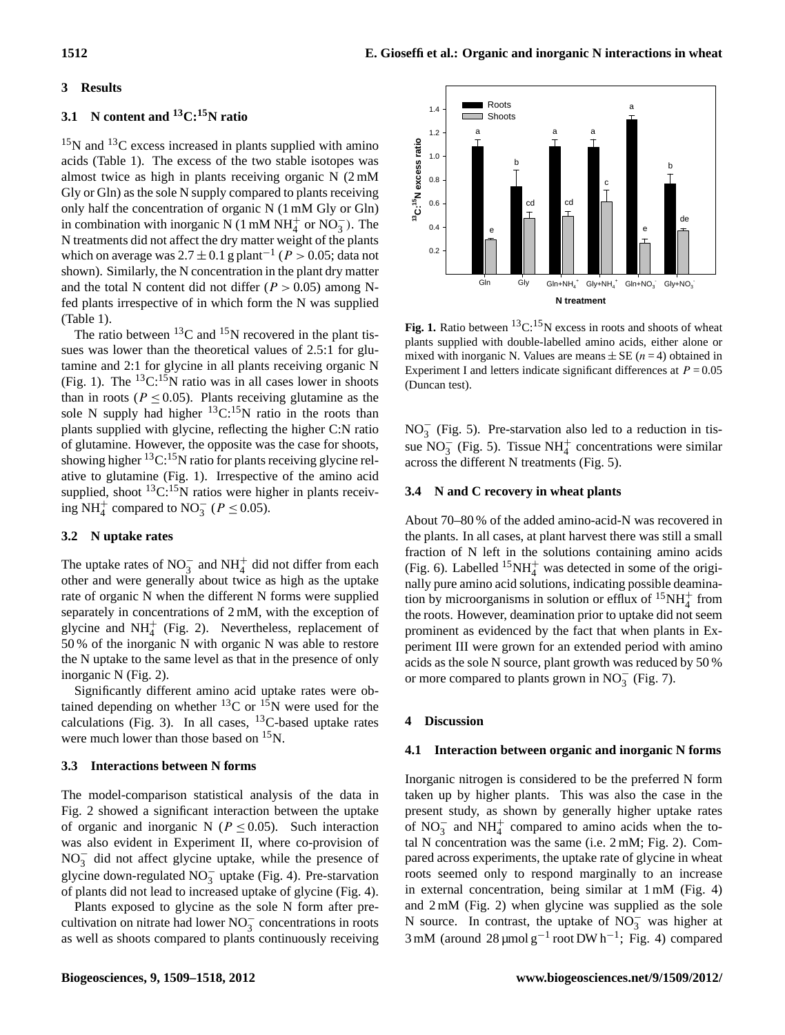## 3 Results

### 3.1 N content and $^{13}C$:$^{15}N$ ratio

$^{15}N$ and $^{13}C$ excess increased in plants supplied with amino acids (Table 1). The excess of the two stable isotopes was almost twice as high in plants receiving organic N (2 mM Gly or Gln) as the sole N supply compared to plants receiving only half the concentration of organic N (1 mM Gly or Gln) in combination with inorganic N (1 mM $NH_4^+$ or $NO_3^-$). The N treatments did not affect the dry matter weight of the plants which on average was $2.7 \pm 0.1$ g plant$^{-1}$ ($P > 0.05$; data not shown). Similarly, the N concentration in the plant dry matter and the total N content did not differ ($P > 0.05$) among N-fed plants irrespective of in which form the N was supplied (Table 1).

The ratio between $^{13}C$ and $^{15}N$ recovered in the plant tissues was lower than the theoretical values of 2.5:1 for glutamine and 2:1 for glycine in all plants receiving organic N (Fig. 1). The $^{13}C$:$^{15}N$ ratio was in all cases lower in shoots than in roots ($P \leq 0.05$). Plants receiving glutamine as the sole N supply had higher $^{13}C$:$^{15}N$ ratio in the roots than plants supplied with glycine, reflecting the higher C:N ratio of glutamine. However, the opposite was the case for shoots, showing higher $^{13}C$:$^{15}N$ ratio for plants receiving glycine relative to glutamine (Fig. 1). Irrespective of the amino acid supplied, shoot $^{13}C$:$^{15}N$ ratios were higher in plants receiving $NH_4^+$ compared to $NO_3^-$ ($P \leq 0.05$).

**Fig. 1.** Ratio between $^{13}C$:$^{15}N$ excess in roots and shoots of wheat plants supplied with double-labelled amino acids, either alone or mixed with inorganic N. Values are means $\pm$ SE ($n = 4$) obtained in Experiment I and letters indicate significant differences at $P = 0.05$ (Duncan test).

### 3.2 N uptake rates

The uptake rates of $NO_3^-$ and $NH_4^+$ did not differ from each other and were generally about twice as high as the uptake rate of organic N when the different N forms were supplied separately in concentrations of 2 mM, with the exception of glycine and $NH_4^+$ (Fig. 2). Nevertheless, replacement of 50 % of the inorganic N with organic N was able to restore the N uptake to the same level as that in the presence of only inorganic N (Fig. 2).

Significantly different amino acid uptake rates were obtained depending on whether $^{13}C$ or $^{15}N$ were used for the calculations (Fig. 3). In all cases, $^{13}C$-based uptake rates were much lower than those based on $^{15}N$.

### 3.3 Interactions between N forms

The model-comparison statistical analysis of the data in Fig. 2 showed a significant interaction between the uptake of organic and inorganic N ($P \leq 0.05$). Such interaction was also evident in Experiment II, where co-provision of $NO_3^-$ did not affect glycine uptake, while the presence of glycine down-regulated $NO_3^-$ uptake (Fig. 4). Pre-starvation of plants did not lead to increased uptake of glycine (Fig. 4).

Plants exposed to glycine as the sole N form after pre-cultivation on nitrate had lower $NO_3^-$ concentrations in roots as well as shoots compared to plants continuously receiving $NO_3^-$ (Fig. 5). Pre-starvation also led to a reduction in tissue $NO_3^-$ (Fig. 5). Tissue $NH_4^+$ concentrations were similar across the different N treatments (Fig. 5).

### 3.4 N and C recovery in wheat plants

About 70–80 % of the added amino-acid-N was recovered in the plants. In all cases, at plant harvest there was still a small fraction of N left in the solutions containing amino acids (Fig. 6). Labelled $^{15}NH_4^+$ was detected in some of the originally pure amino acid solutions, indicating possible deamination by microorganisms in solution or efflux of $^{15}NH_4^+$ from the roots. However, deamination prior to uptake did not seem prominent as evidenced by the fact that when plants in Experiment III were grown for an extended period with amino acids as the sole N source, plant growth was reduced by 50 % or more compared to plants grown in $NO_3^-$ (Fig. 7).

## 4 Discussion

### 4.1 Interaction between organic and inorganic N forms

Inorganic nitrogen is considered to be the preferred N form taken up by higher plants. This was also the case in the present study, as shown by generally higher uptake rates of $NO_3^-$ and $NH_4^+$ compared to amino acids when the total N concentration was the same (i.e. 2 mM; Fig. 2). Compared across experiments, the uptake rate of glycine in wheat roots seemed only to respond marginally to an increase in external concentration, being similar at 1 mM (Fig. 4) and 2 mM (Fig. 2) when glycine was supplied as the sole N source. In contrast, the uptake of $NO_3^-$ was higher at 3 mM (around 28 µmol g$^{-1}$ root DW h$^{-1}$; Fig. 4) compared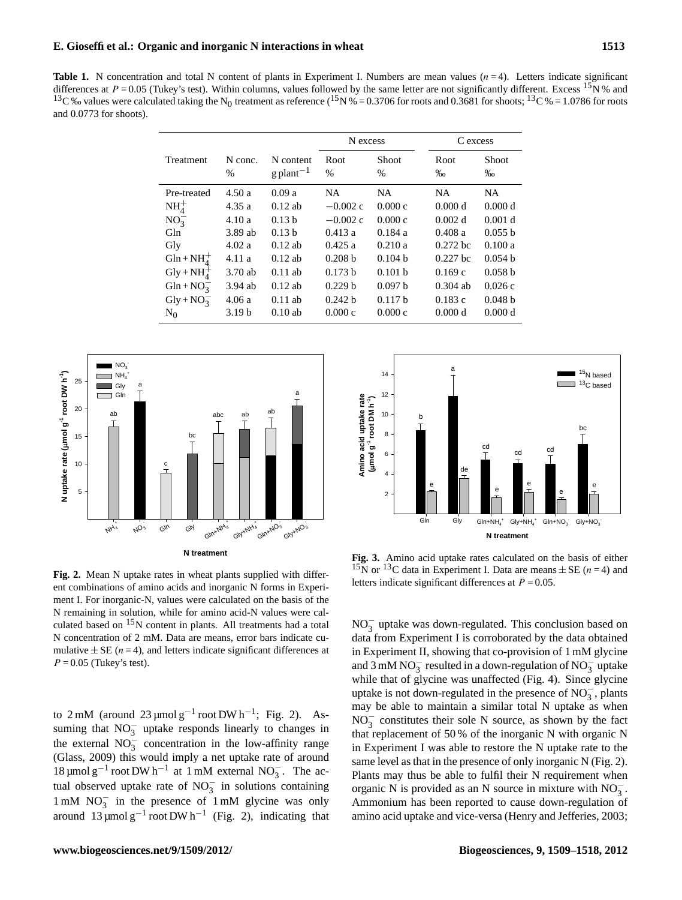**Table 1.** N concentration and total N content of plants in Experiment I. Numbers are mean values ($n = 4$). Letters indicate significant differences at $P = 0.05$ (Tukey's test). Within columns, values followed by the same letter are not significantly different. Excess $^{15}N$ % and $^{13}C$ ‰ values were calculated taking the $N_0$ treatment as reference ($^{15}N$ % = 0.3706 for roots and 0.3681 for shoots; $^{13}C$ % = 1.0786 for roots and 0.0773 for shoots).

| Treatment | N conc. % | N content g plant$^{-1}$ | N excess Root % | N excess Shoot % | C excess Root ‰ | C excess Shoot ‰ |
|---|---|---|---|---|---|---|
| Pre-treated | 4.50 a | 0.09 a | NA | NA | NA | NA |
| $NH_4^+$ | 4.35 a | 0.12 ab | −0.002 c | 0.000 c | 0.000 d | 0.000 d |
| $NO_3^-$ | 4.10 a | 0.13 b | −0.002 c | 0.000 c | 0.002 d | 0.001 d |
| Gln | 3.89 ab | 0.13 b | 0.413 a | 0.184 a | 0.408 a | 0.055 b |
| Gly | 4.02 a | 0.12 ab | 0.425 a | 0.210 a | 0.272 bc | 0.100 a |
| Gln + $NH_4^+$ | 4.11 a | 0.12 ab | 0.208 b | 0.104 b | 0.227 bc | 0.054 b |
| Gly + $NH_4^+$ | 3.70 ab | 0.11 ab | 0.173 b | 0.101 b | 0.169 c | 0.058 b |
| Gln + $NO_3^-$ | 3.94 ab | 0.12 ab | 0.229 b | 0.097 b | 0.304 ab | 0.026 c |
| Gly + $NO_3^-$ | 4.06 a | 0.11 ab | 0.242 b | 0.117 b | 0.183 c | 0.048 b |
| $N_0$ | 3.19 b | 0.10 ab | 0.000 c | 0.000 c | 0.000 d | 0.000 d |

**Fig. 2.** Mean N uptake rates in wheat plants supplied with different combinations of amino acids and inorganic N forms in Experiment I. For inorganic-N, values were calculated on the basis of the N remaining in solution, while for amino acid-N values were calculated based on $^{15}N$ content in plants. All treatments had a total N concentration of 2 mM. Data are means, error bars indicate cumulative ± SE ($n = 4$), and letters indicate significant differences at $P = 0.05$ (Tukey's test).

**Fig. 3.** Amino acid uptake rates calculated on the basis of either $^{15}N$ or $^{13}C$ data in Experiment I. Data are means ± SE ($n = 4$) and letters indicate significant differences at $P = 0.05$.

to 2 mM (around 23 µmol g$^{-1}$ root DW h$^{-1}$; Fig. 2). Assuming that $NO_3^-$ uptake responds linearly to changes in the external $NO_3^-$ concentration in the low-affinity range (Glass, 2009) this would imply a net uptake rate of around 18 µmol g$^{-1}$ root DW h$^{-1}$ at 1 mM external $NO_3^-$. The actual observed uptake rate of $NO_3^-$ in solutions containing 1 mM $NO_3^-$ in the presence of 1 mM glycine was only around 13 µmol g$^{-1}$ root DW h$^{-1}$ (Fig. 2), indicating that $NO_3^-$ uptake was down-regulated. This conclusion based on data from Experiment I is corroborated by the data obtained in Experiment II, showing that co-provision of 1 mM glycine and 3 mM $NO_3^-$ resulted in a down-regulation of $NO_3^-$ uptake while that of glycine was unaffected (Fig. 4). Since glycine uptake is not down-regulated in the presence of $NO_3^-$, plants may be able to maintain a similar total N uptake as when $NO_3^-$ constitutes their sole N source, as shown by the fact that replacement of 50 % of the inorganic N with organic N in Experiment I was able to restore the N uptake rate to the same level as that in the presence of only inorganic N (Fig. 2). Plants may thus be able to fulfil their N requirement when organic N is provided as an N source in mixture with $NO_3^-$. Ammonium has been reported to cause down-regulation of amino acid uptake and vice-versa (Henry and Jefferies, 2003;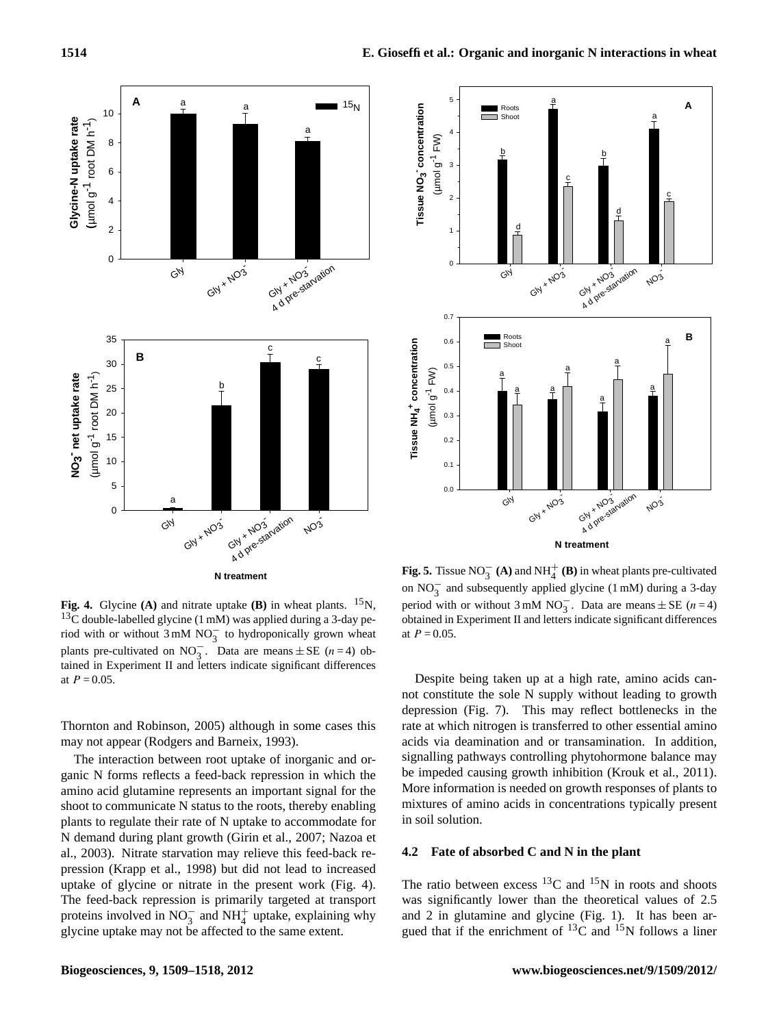**Fig. 4.** Glycine **(A)** and nitrate uptake **(B)** in wheat plants. $^{15}$N, $^{13}$C double-labelled glycine (1 mM) was applied during a 3-day period with or without 3 mM $NO_3^-$ to hydroponically grown wheat plants pre-cultivated on $NO_3^-$. Data are means ± SE ($n = 4$) obtained in Experiment II and letters indicate significant differences at $P = 0.05$.

Thornton and Robinson, 2005) although in some cases this may not appear (Rodgers and Barneix, 1993).

The interaction between root uptake of inorganic and organic N forms reflects a feed-back repression in which the amino acid glutamine represents an important signal for the shoot to communicate N status to the roots, thereby enabling plants to regulate their rate of N uptake to accommodate for N demand during plant growth (Girin et al., 2007; Nazoa et al., 2003). Nitrate starvation may relieve this feed-back repression (Krapp et al., 1998) but did not lead to increased uptake of glycine or nitrate in the present work (Fig. 4). The feed-back repression is primarily targeted at transport proteins involved in $NO_3^-$ and $NH_4^+$ uptake, explaining why glycine uptake may not be affected to the same extent.

**Fig. 5.** Tissue $NO_3^-$ **(A)** and $NH_4^+$ **(B)** in wheat plants pre-cultivated on $NO_3^-$ and subsequently applied glycine (1 mM) during a 3-day period with or without 3 mM $NO_3^-$. Data are means ± SE ($n = 4$) obtained in Experiment II and letters indicate significant differences at $P = 0.05$.

Despite being taken up at a high rate, amino acids cannot constitute the sole N supply without leading to growth depression (Fig. 7). This may reflect bottlenecks in the rate at which nitrogen is transferred to other essential amino acids via deamination and or transamination. In addition, signalling pathways controlling phytohormone balance may be impeded causing growth inhibition (Krouk et al., 2011). More information is needed on growth responses of plants to mixtures of amino acids in concentrations typically present in soil solution.

### 4.2 Fate of absorbed C and N in the plant

The ratio between excess $^{13}$C and $^{15}$N in roots and shoots was significantly lower than the theoretical values of 2.5 and 2 in glutamine and glycine (Fig. 1). It has been argued that if the enrichment of $^{13}$C and $^{15}$N follows a liner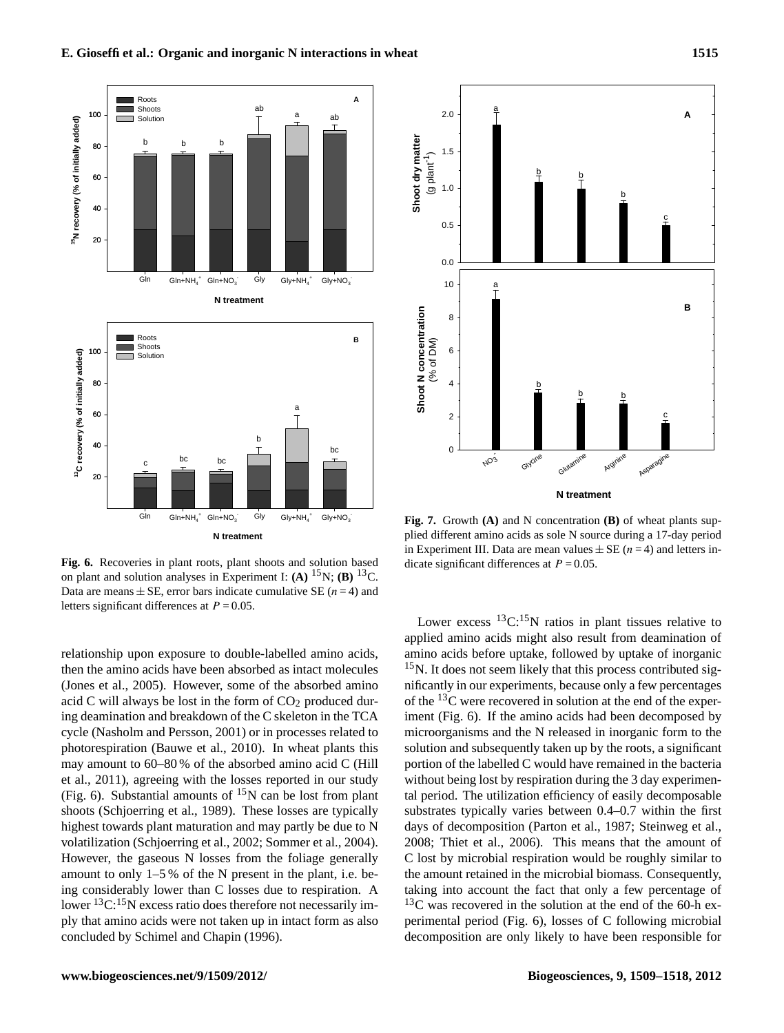**Fig. 6.** Recoveries in plant roots, plant shoots and solution based on plant and solution analyses in Experiment I: **(A)** $^{15}$N; **(B)** $^{13}$C. Data are means ± SE, error bars indicate cumulative SE ($n = 4$) and letters significant differences at $P = 0.05$.

**Fig. 7.** Growth **(A)** and N concentration **(B)** of wheat plants supplied different amino acids as sole N source during a 17-day period in Experiment III. Data are mean values ± SE ($n = 4$) and letters indicate significant differences at $P = 0.05$.

relationship upon exposure to double-labelled amino acids, then the amino acids have been absorbed as intact molecules (Jones et al., 2005). However, some of the absorbed amino acid C will always be lost in the form of $CO_2$ produced during deamination and breakdown of the C skeleton in the TCA cycle (Nasholm and Persson, 2001) or in processes related to photorespiration (Bauwe et al., 2010). In wheat plants this may amount to 60–80 % of the absorbed amino acid C (Hill et al., 2011), agreeing with the losses reported in our study (Fig. 6). Substantial amounts of $^{15}$N can be lost from plant shoots (Schjoerring et al., 1989). These losses are typically highest towards plant maturation and may partly be due to N volatilization (Schjoerring et al., 2002; Sommer et al., 2004). However, the gaseous N losses from the foliage generally amount to only 1–5 % of the N present in the plant, i.e. being considerably lower than C losses due to respiration. A lower $^{13}$C:$^{15}$N excess ratio does therefore not necessarily imply that amino acids were not taken up in intact form as also concluded by Schimel and Chapin (1996).

Lower excess $^{13}$C:$^{15}$N ratios in plant tissues relative to applied amino acids might also result from deamination of amino acids before uptake, followed by uptake of inorganic $^{15}$N. It does not seem likely that this process contributed significantly in our experiments, because only a few percentages of the $^{13}$C were recovered in solution at the end of the experiment (Fig. 6). If the amino acids had been decomposed by microorganisms and the N released in inorganic form to the solution and subsequently taken up by the roots, a significant portion of the labelled C would have remained in the bacteria without being lost by respiration during the 3 day experimental period. The utilization efficiency of easily decomposable substrates typically varies between 0.4–0.7 within the first days of decomposition (Parton et al., 1987; Steinweg et al., 2008; Thiet et al., 2006). This means that the amount of C lost by microbial respiration would be roughly similar to the amount retained in the microbial biomass. Consequently, taking into account the fact that only a few percentage of $^{13}$C was recovered in the solution at the end of the 60-h experimental period (Fig. 6), losses of C following microbial decomposition are only likely to have been responsible for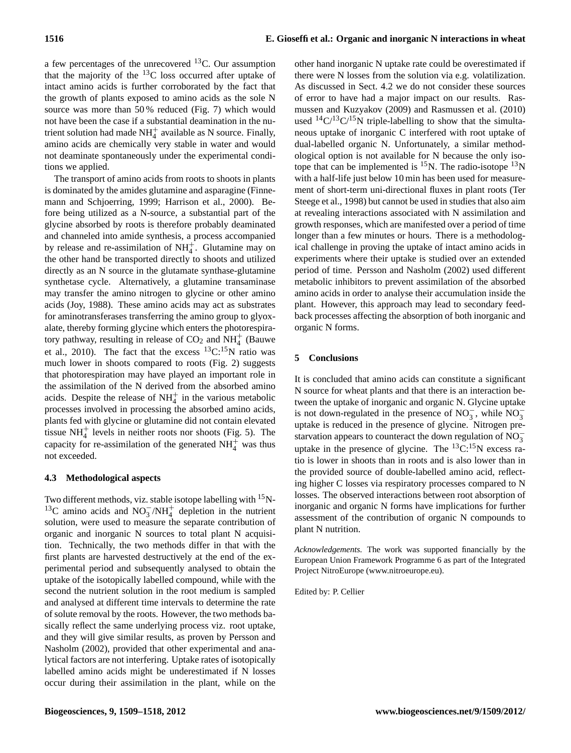a few percentages of the unrecovered $^{13}C$. Our assumption that the majority of the $^{13}C$ loss occurred after uptake of intact amino acids is further corroborated by the fact that the growth of plants exposed to amino acids as the sole N source was more than 50 % reduced (Fig. 7) which would not have been the case if a substantial deamination in the nutrient solution had made $NH_4^+$ available as N source. Finally, amino acids are chemically very stable in water and would not deaminate spontaneously under the experimental conditions we applied.

The transport of amino acids from roots to shoots in plants is dominated by the amides glutamine and asparagine (Finnemann and Schjoerring, 1999; Harrison et al., 2000). Before being utilized as a N-source, a substantial part of the glycine absorbed by roots is therefore probably deaminated and channeled into amide synthesis, a process accompanied by release and re-assimilation of $NH_4^+$. Glutamine may on the other hand be transported directly to shoots and utilized directly as an N source in the glutamate synthase-glutamine synthetase cycle. Alternatively, a glutamine transaminase may transfer the amino nitrogen to glycine or other amino acids (Joy, 1988). These amino acids may act as substrates for aminotransferases transferring the amino group to glyoxalate, thereby forming glycine which enters the photorespiratory pathway, resulting in release of $CO_2$ and $NH_4^+$ (Bauwe et al., 2010). The fact that the excess $^{13}C$:$^{15}N$ ratio was much lower in shoots compared to roots (Fig. 2) suggests that photorespiration may have played an important role in the assimilation of the N derived from the absorbed amino acids. Despite the release of $NH_4^+$ in the various metabolic processes involved in processing the absorbed amino acids, plants fed with glycine or glutamine did not contain elevated tissue $NH_4^+$ levels in neither roots nor shoots (Fig. 5). The capacity for re-assimilation of the generated $NH_4^+$ was thus not exceeded.

### 4.3 Methodological aspects

Two different methods, viz. stable isotope labelling with $^{15}N$-$^{13}C$ amino acids and $NO_3^-$/$NH_4^+$ depletion in the nutrient solution, were used to measure the separate contribution of organic and inorganic N sources to total plant N acquisition. Technically, the two methods differ in that with the first plants are harvested destructively at the end of the experimental period and subsequently analysed to obtain the uptake of the isotopically labelled compound, while with the second the nutrient solution in the root medium is sampled and analysed at different time intervals to determine the rate of solute removal by the roots. However, the two methods basically reflect the same underlying process viz. root uptake, and they will give similar results, as proven by Persson and Nasholm (2002), provided that other experimental and analytical factors are not interfering. Uptake rates of isotopically labelled amino acids might be underestimated if N losses occur during their assimilation in the plant, while on the other hand inorganic N uptake rate could be overestimated if there were N losses from the solution via e.g. volatilization. As discussed in Sect. 4.2 we do not consider these sources of error to have had a major impact on our results. Rasmussen and Kuzyakov (2009) and Rasmussen et al. (2010) used $^{14}C$/$^{13}C$/$^{15}N$ triple-labelling to show that the simultaneous uptake of inorganic C interfered with root uptake of dual-labelled organic N. Unfortunately, a similar methodological option is not available for N because the only isotope that can be implemented is $^{15}N$. The radio-isotope $^{13}N$ with a half-life just below 10 min has been used for measurement of short-term uni-directional fluxes in plant roots (Ter Steege et al., 1998) but cannot be used in studies that also aim at revealing interactions associated with N assimilation and growth responses, which are manifested over a period of time longer than a few minutes or hours. There is a methodological challenge in proving the uptake of intact amino acids in experiments where their uptake is studied over an extended period of time. Persson and Nasholm (2002) used different metabolic inhibitors to prevent assimilation of the absorbed amino acids in order to analyse their accumulation inside the plant. However, this approach may lead to secondary feedback processes affecting the absorption of both inorganic and organic N forms.

## 5 Conclusions

It is concluded that amino acids can constitute a significant N source for wheat plants and that there is an interaction between the uptake of inorganic and organic N. Glycine uptake is not down-regulated in the presence of $NO_3^-$, while $NO_3^-$ uptake is reduced in the presence of glycine. Nitrogen prestarvation appears to counteract the down regulation of $NO_3^-$ uptake in the presence of glycine. The $^{13}C$:$^{15}N$ excess ratio is lower in shoots than in roots and is also lower than in the provided source of double-labelled amino acid, reflecting higher C losses via respiratory processes compared to N losses. The observed interactions between root absorption of inorganic and organic N forms have implications for further assessment of the contribution of organic N compounds to plant N nutrition.

*Acknowledgements.* The work was supported financially by the European Union Framework Programme 6 as part of the Integrated Project NitroEurope (www.nitroeurope.eu).

Edited by: P. Cellier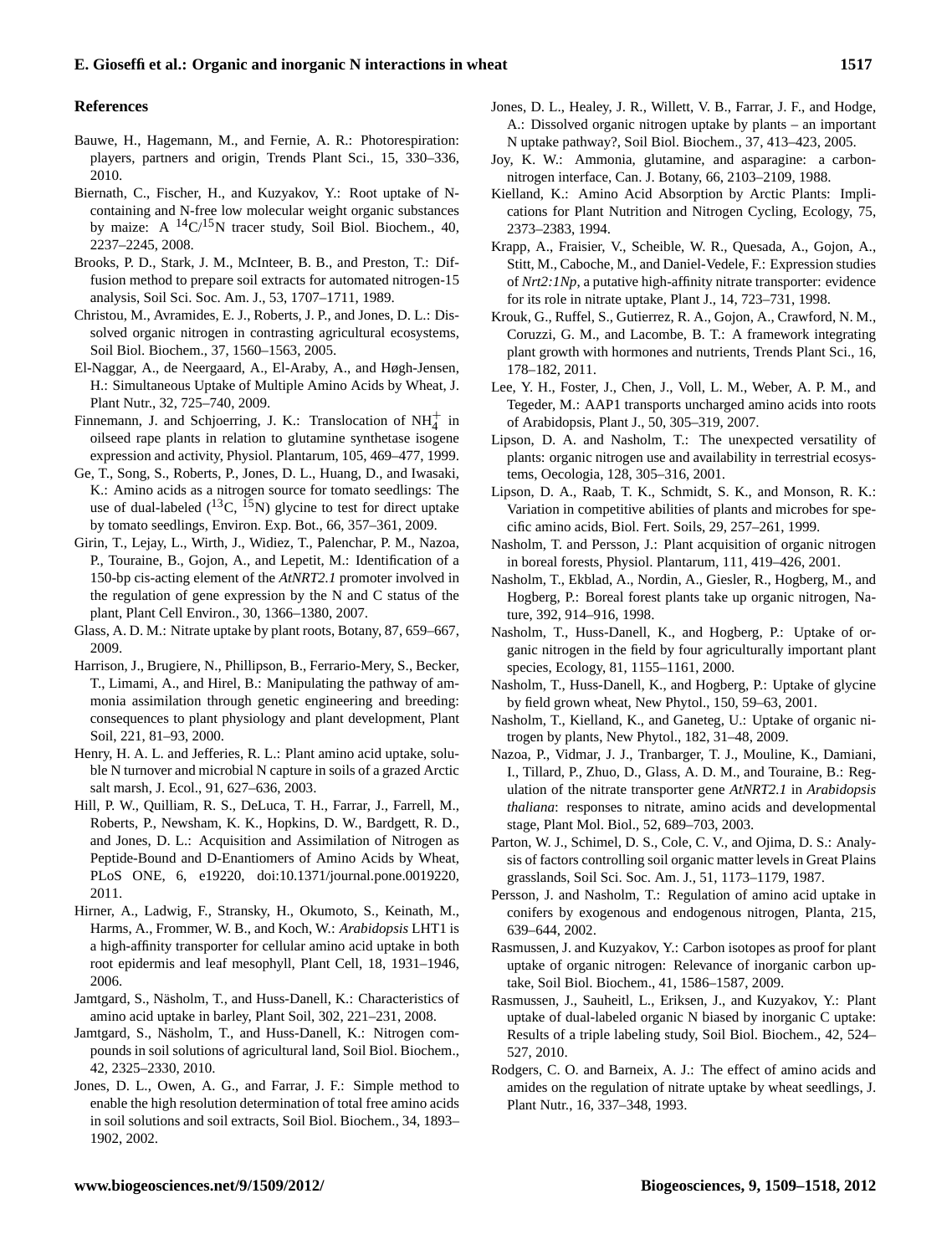## References

Bauwe, H., Hagemann, M., and Fernie, A. R.: Photorespiration: players, partners and origin, Trends Plant Sci., 15, 330–336, 2010.

Biernath, C., Fischer, H., and Kuzyakov, Y.: Root uptake of N-containing and N-free low molecular weight organic substances by maize: A $^{14}C$/$^{15}N$ tracer study, Soil Biol. Biochem., 40, 2237–2245, 2008.

Brooks, P. D., Stark, J. M., McInteer, B. B., and Preston, T.: Diffusion method to prepare soil extracts for automated nitrogen-15 analysis, Soil Sci. Soc. Am. J., 53, 1707–1711, 1989.

Christou, M., Avramides, E. J., Roberts, J. P., and Jones, D. L.: Dissolved organic nitrogen in contrasting agricultural ecosystems, Soil Biol. Biochem., 37, 1560–1563, 2005.

El-Naggar, A., de Neergaard, A., El-Araby, A., and Høgh-Jensen, H.: Simultaneous Uptake of Multiple Amino Acids by Wheat, J. Plant Nutr., 32, 725–740, 2009.

Finnemann, J. and Schjoerring, J. K.: Translocation of $NH_4^+$ in oilseed rape plants in relation to glutamine synthetase isogene expression and activity, Physiol. Plantarum, 105, 469–477, 1999.

Ge, T., Song, S., Roberts, P., Jones, D. L., Huang, D., and Iwasaki, K.: Amino acids as a nitrogen source for tomato seedlings: The use of dual-labeled ($^{13}C$, $^{15}N$) glycine to test for direct uptake by tomato seedlings, Environ. Exp. Bot., 66, 357–361, 2009.

Girin, T., Lejay, L., Wirth, J., Widiez, T., Palenchar, P. M., Nazoa, P., Touraine, B., Gojon, A., and Lepetit, M.: Identification of a 150-bp cis-acting element of the *AtNRT2.1* promoter involved in the regulation of gene expression by the N and C status of the plant, Plant Cell Environ., 30, 1366–1380, 2007.

Glass, A. D. M.: Nitrate uptake by plant roots, Botany, 87, 659–667, 2009.

Harrison, J., Brugiere, N., Phillipson, B., Ferrario-Mery, S., Becker, T., Limami, A., and Hirel, B.: Manipulating the pathway of ammonia assimilation through genetic engineering and breeding: consequences to plant physiology and plant development, Plant Soil, 221, 81–93, 2000.

Henry, H. A. L. and Jefferies, R. L.: Plant amino acid uptake, soluble N turnover and microbial N capture in soils of a grazed Arctic salt marsh, J. Ecol., 91, 627–636, 2003.

Hill, P. W., Quilliam, R. S., DeLuca, T. H., Farrar, J., Farrell, M., Roberts, P., Newsham, K. K., Hopkins, D. W., Bardgett, R. D., and Jones, D. L.: Acquisition and Assimilation of Nitrogen as Peptide-Bound and D-Enantiomers of Amino Acids by Wheat, PLoS ONE, 6, e19220, doi:10.1371/journal.pone.0019220, 2011.

Hirner, A., Ladwig, F., Stransky, H., Okumoto, S., Keinath, M., Harms, A., Frommer, W. B., and Koch, W.: *Arabidopsis* LHT1 is a high-affinity transporter for cellular amino acid uptake in both root epidermis and leaf mesophyll, Plant Cell, 18, 1931–1946, 2006.

Jamtgard, S., Näsholm, T., and Huss-Danell, K.: Characteristics of amino acid uptake in barley, Plant Soil, 302, 221–231, 2008.

Jamtgard, S., Näsholm, T., and Huss-Danell, K.: Nitrogen compounds in soil solutions of agricultural land, Soil Biol. Biochem., 42, 2325–2330, 2010.

Jones, D. L., Owen, A. G., and Farrar, J. F.: Simple method to enable the high resolution determination of total free amino acids in soil solutions and soil extracts, Soil Biol. Biochem., 34, 1893–1902, 2002.

Jones, D. L., Healey, J. R., Willett, V. B., Farrar, J. F., and Hodge, A.: Dissolved organic nitrogen uptake by plants – an important N uptake pathway?, Soil Biol. Biochem., 37, 413–423, 2005.

Joy, K. W.: Ammonia, glutamine, and asparagine: a carbon-nitrogen interface, Can. J. Botany, 66, 2103–2109, 1988.

Kielland, K.: Amino Acid Absorption by Arctic Plants: Implications for Plant Nutrition and Nitrogen Cycling, Ecology, 75, 2373–2383, 1994.

Krapp, A., Fraisier, V., Scheible, W. R., Quesada, A., Gojon, A., Stitt, M., Caboche, M., and Daniel-Vedele, F.: Expression studies of *Nrt2:1Np*, a putative high-affinity nitrate transporter: evidence for its role in nitrate uptake, Plant J., 14, 723–731, 1998.

Krouk, G., Ruffel, S., Gutierrez, R. A., Gojon, A., Crawford, N. M., Coruzzi, G. M., and Lacombe, B. T.: A framework integrating plant growth with hormones and nutrients, Trends Plant Sci., 16, 178–182, 2011.

Lee, Y. H., Foster, J., Chen, J., Voll, L. M., Weber, A. P. M., and Tegeder, M.: AAP1 transports uncharged amino acids into roots of Arabidopsis, Plant J., 50, 305–319, 2007.

Lipson, D. A. and Nasholm, T.: The unexpected versatility of plants: organic nitrogen use and availability in terrestrial ecosystems, Oecologia, 128, 305–316, 2001.

Lipson, D. A., Raab, T. K., Schmidt, S. K., and Monson, R. K.: Variation in competitive abilities of plants and microbes for specific amino acids, Biol. Fert. Soils, 29, 257–261, 1999.

Nasholm, T. and Persson, J.: Plant acquisition of organic nitrogen in boreal forests, Physiol. Plantarum, 111, 419–426, 2001.

Nasholm, T., Ekblad, A., Nordin, A., Giesler, R., Hogberg, M., and Hogberg, P.: Boreal forest plants take up organic nitrogen, Nature, 392, 914–916, 1998.

Nasholm, T., Huss-Danell, K., and Hogberg, P.: Uptake of organic nitrogen in the field by four agriculturally important plant species, Ecology, 81, 1155–1161, 2000.

Nasholm, T., Huss-Danell, K., and Hogberg, P.: Uptake of glycine by field grown wheat, New Phytol., 150, 59–63, 2001.

Nasholm, T., Kielland, K., and Ganeteg, U.: Uptake of organic nitrogen by plants, New Phytol., 182, 31–48, 2009.

Nazoa, P., Vidmar, J. J., Tranbarger, T. J., Mouline, K., Damiani, I., Tillard, P., Zhuo, D., Glass, A. D. M., and Touraine, B.: Regulation of the nitrate transporter gene *AtNRT2.1* in *Arabidopsis thaliana*: responses to nitrate, amino acids and developmental stage, Plant Mol. Biol., 52, 689–703, 2003.

Parton, W. J., Schimel, D. S., Cole, C. V., and Ojima, D. S.: Analysis of factors controlling soil organic matter levels in Great Plains grasslands, Soil Sci. Soc. Am. J., 51, 1173–1179, 1987.

Persson, J. and Nasholm, T.: Regulation of amino acid uptake in conifers by exogenous and endogenous nitrogen, Planta, 215, 639–644, 2002.

Rasmussen, J. and Kuzyakov, Y.: Carbon isotopes as proof for plant uptake of organic nitrogen: Relevance of inorganic carbon uptake, Soil Biol. Biochem., 41, 1586–1587, 2009.

Rasmussen, J., Sauheitl, L., Eriksen, J., and Kuzyakov, Y.: Plant uptake of dual-labeled organic N biased by inorganic C uptake: Results of a triple labeling study, Soil Biol. Biochem., 42, 524–527, 2010.

Rodgers, C. O. and Barneix, A. J.: The effect of amino acids and amides on the regulation of nitrate uptake by wheat seedlings, J. Plant Nutr., 16, 337–348, 1993.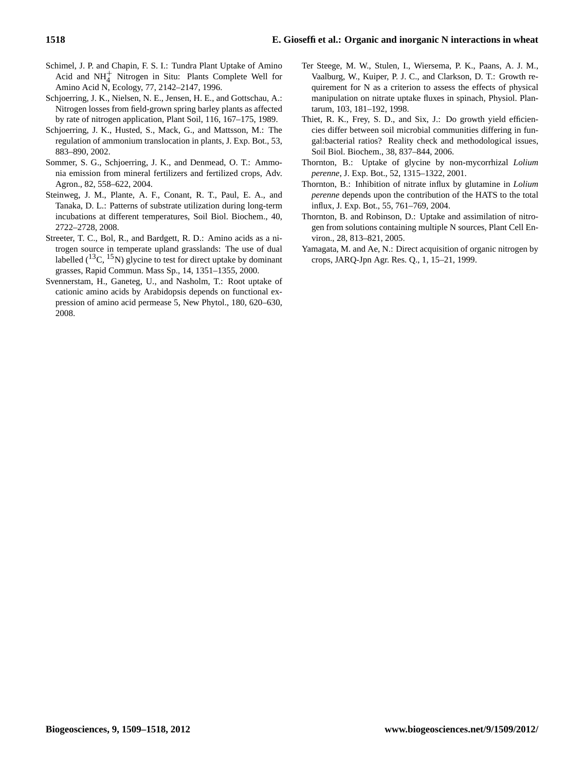Schimel, J. P. and Chapin, F. S. I.: Tundra Plant Uptake of Amino Acid and $NH_4^+$ Nitrogen in Situ: Plants Complete Well for Amino Acid N, Ecology, 77, 2142–2147, 1996.

Schjoerring, J. K., Nielsen, N. E., Jensen, H. E., and Gottschau, A.: Nitrogen losses from field-grown spring barley plants as affected by rate of nitrogen application, Plant Soil, 116, 167–175, 1989.

Schjoerring, J. K., Husted, S., Mack, G., and Mattsson, M.: The regulation of ammonium translocation in plants, J. Exp. Bot., 53, 883–890, 2002.

Sommer, S. G., Schjoerring, J. K., and Denmead, O. T.: Ammonia emission from mineral fertilizers and fertilized crops, Adv. Agron., 82, 558–622, 2004.

Steinweg, J. M., Plante, A. F., Conant, R. T., Paul, E. A., and Tanaka, D. L.: Patterns of substrate utilization during long-term incubations at different temperatures, Soil Biol. Biochem., 40, 2722–2728, 2008.

Streeter, T. C., Bol, R., and Bardgett, R. D.: Amino acids as a nitrogen source in temperate upland grasslands: The use of dual labelled ($^{13}C$, $^{15}N$) glycine to test for direct uptake by dominant grasses, Rapid Commun. Mass Sp., 14, 1351–1355, 2000.

Svennerstam, H., Ganeteg, U., and Nasholm, T.: Root uptake of cationic amino acids by Arabidopsis depends on functional expression of amino acid permease 5, New Phytol., 180, 620–630, 2008.

Ter Steege, M. W., Stulen, I., Wiersema, P. K., Paans, A. J. M., Vaalburg, W., Kuiper, P. J. C., and Clarkson, D. T.: Growth requirement for N as a criterion to assess the effects of physical manipulation on nitrate uptake fluxes in spinach, Physiol. Plantarum, 103, 181–192, 1998.

Thiet, R. K., Frey, S. D., and Six, J.: Do growth yield efficiencies differ between soil microbial communities differing in fungal:bacterial ratios? Reality check and methodological issues, Soil Biol. Biochem., 38, 837–844, 2006.

Thornton, B.: Uptake of glycine by non-mycorrhizal *Lolium perenne*, J. Exp. Bot., 52, 1315–1322, 2001.

Thornton, B.: Inhibition of nitrate influx by glutamine in *Lolium perenne* depends upon the contribution of the HATS to the total influx, J. Exp. Bot., 55, 761–769, 2004.

Thornton, B. and Robinson, D.: Uptake and assimilation of nitrogen from solutions containing multiple N sources, Plant Cell Environ., 28, 813–821, 2005.

Yamagata, M. and Ae, N.: Direct acquisition of organic nitrogen by crops, JARQ-Jpn Agr. Res. Q., 1, 15–21, 1999.